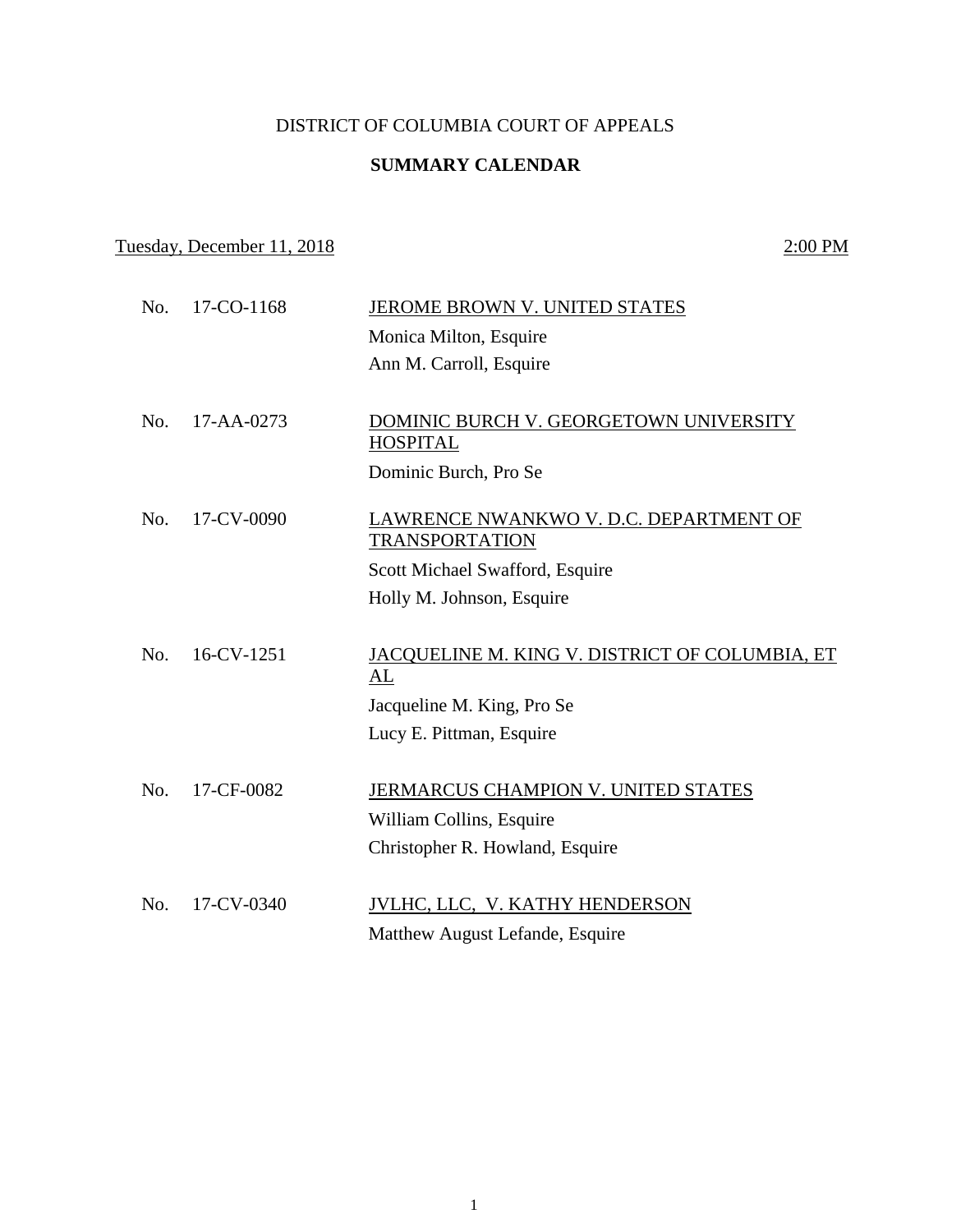DISTRICT OF COLUMBIA COURT OF APPEALS

**SUMMARY CALENDAR**

Tuesday, December 11, 2018 — 2:00 PM

No. 17-CO-1168 — JEROME BROWN V. UNITED STATES
Monica Milton, Esquire
Ann M. Carroll, Esquire

No. 17-AA-0273 — DOMINIC BURCH V. GEORGETOWN UNIVERSITY HOSPITAL
Dominic Burch, Pro Se

No. 17-CV-0090 — LAWRENCE NWANKWO V. D.C. DEPARTMENT OF TRANSPORTATION
Scott Michael Swafford, Esquire
Holly M. Johnson, Esquire

No. 16-CV-1251 — JACQUELINE M. KING V. DISTRICT OF COLUMBIA, ET AL
Jacqueline M. King, Pro Se
Lucy E. Pittman, Esquire

No. 17-CF-0082 — JERMARCUS CHAMPION V. UNITED STATES
William Collins, Esquire
Christopher R. Howland, Esquire

No. 17-CV-0340 — JVLHC, LLC, V. KATHY HENDERSON
Matthew August Lefande, Esquire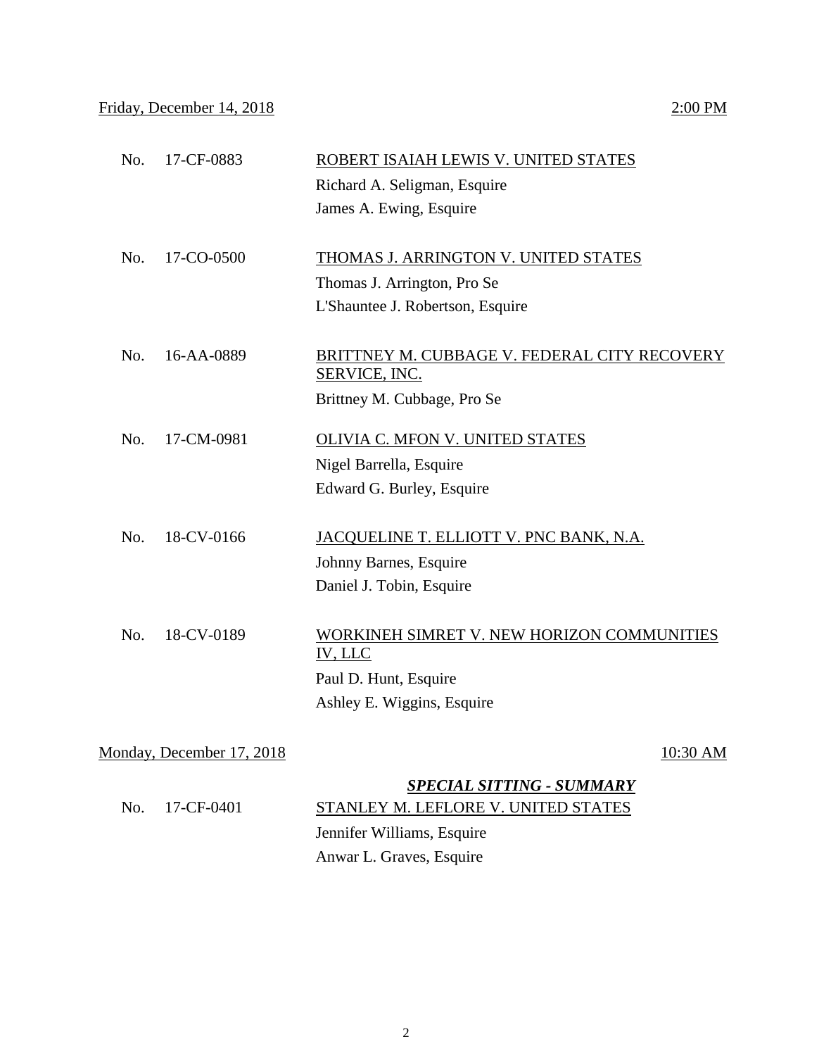Friday, December 14, 2018 — 2:00 PM

No. 17-CF-0883 — ROBERT ISAIAH LEWIS V. UNITED STATES
Richard A. Seligman, Esquire
James A. Ewing, Esquire

No. 17-CO-0500 — THOMAS J. ARRINGTON V. UNITED STATES
Thomas J. Arrington, Pro Se
L'Shauntee J. Robertson, Esquire

No. 16-AA-0889 — BRITTNEY M. CUBBAGE V. FEDERAL CITY RECOVERY SERVICE, INC.
Brittney M. Cubbage, Pro Se

No. 17-CM-0981 — OLIVIA C. MFON V. UNITED STATES
Nigel Barrella, Esquire
Edward G. Burley, Esquire

No. 18-CV-0166 — JACQUELINE T. ELLIOTT V. PNC BANK, N.A.
Johnny Barnes, Esquire
Daniel J. Tobin, Esquire

No. 18-CV-0189 — WORKINEH SIMRET V. NEW HORIZON COMMUNITIES IV, LLC
Paul D. Hunt, Esquire
Ashley E. Wiggins, Esquire

Monday, December 17, 2018 — 10:30 AM

***SPECIAL SITTING - SUMMARY***

No. 17-CF-0401 — STANLEY M. LEFLORE V. UNITED STATES
Jennifer Williams, Esquire
Anwar L. Graves, Esquire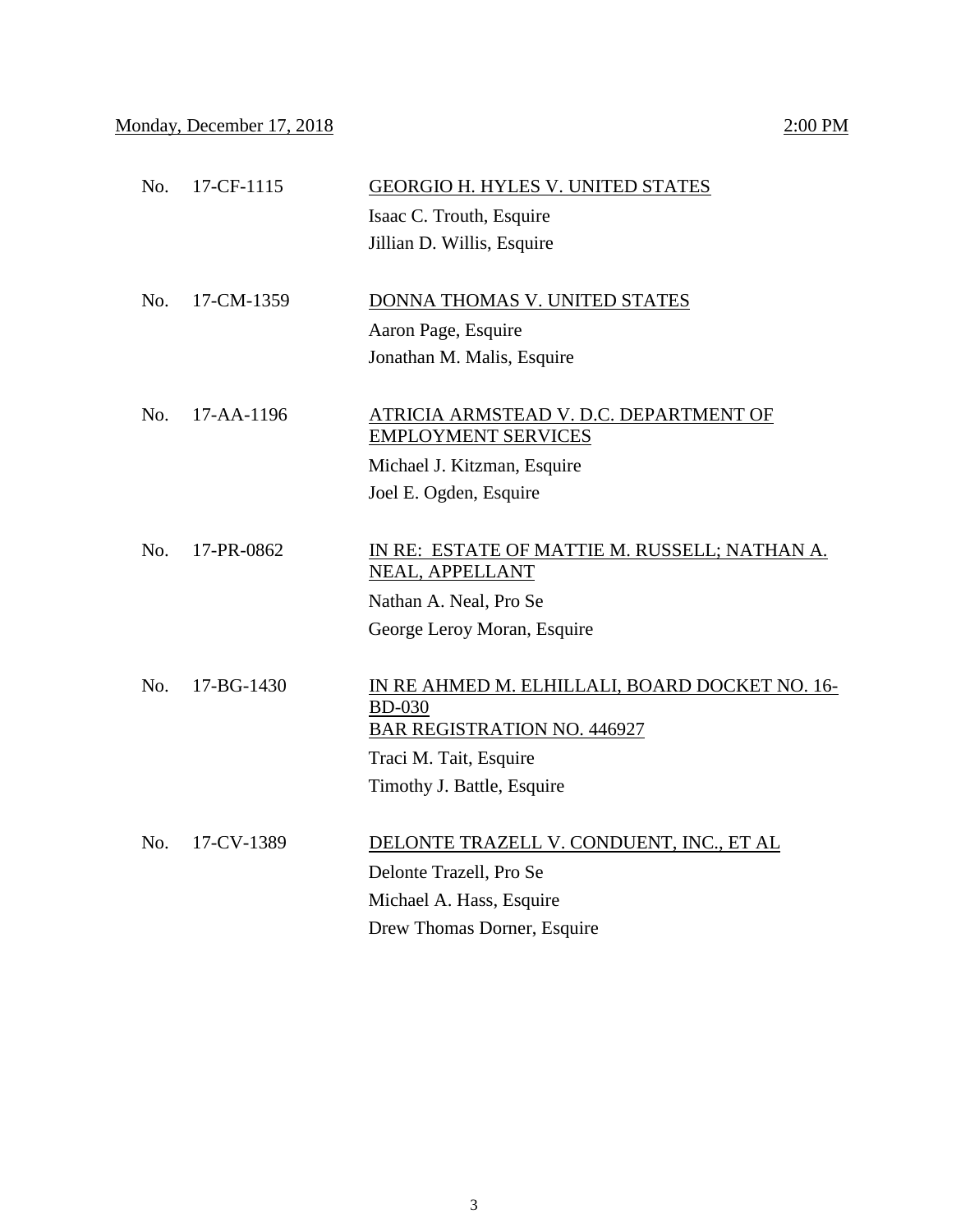Monday, December 17, 2018 2:00 PM

| | | |
|---|---|---|
| No. | 17-CF-1115 | GEORGIO H. HYLES V. UNITED STATES<br>Isaac C. Trouth, Esquire<br>Jillian D. Willis, Esquire |
| No. | 17-CM-1359 | DONNA THOMAS V. UNITED STATES<br>Aaron Page, Esquire<br>Jonathan M. Malis, Esquire |
| No. | 17-AA-1196 | ATRICIA ARMSTEAD V. D.C. DEPARTMENT OF EMPLOYMENT SERVICES<br>Michael J. Kitzman, Esquire<br>Joel E. Ogden, Esquire |
| No. | 17-PR-0862 | IN RE: ESTATE OF MATTIE M. RUSSELL; NATHAN A. NEAL, APPELLANT<br>Nathan A. Neal, Pro Se<br>George Leroy Moran, Esquire |
| No. | 17-BG-1430 | IN RE AHMED M. ELHILLALI, BOARD DOCKET NO. 16-BD-030<br>BAR REGISTRATION NO. 446927<br>Traci M. Tait, Esquire<br>Timothy J. Battle, Esquire |
| No. | 17-CV-1389 | DELONTE TRAZELL V. CONDUENT, INC., ET AL<br>Delonte Trazell, Pro Se<br>Michael A. Hass, Esquire<br>Drew Thomas Dorner, Esquire |